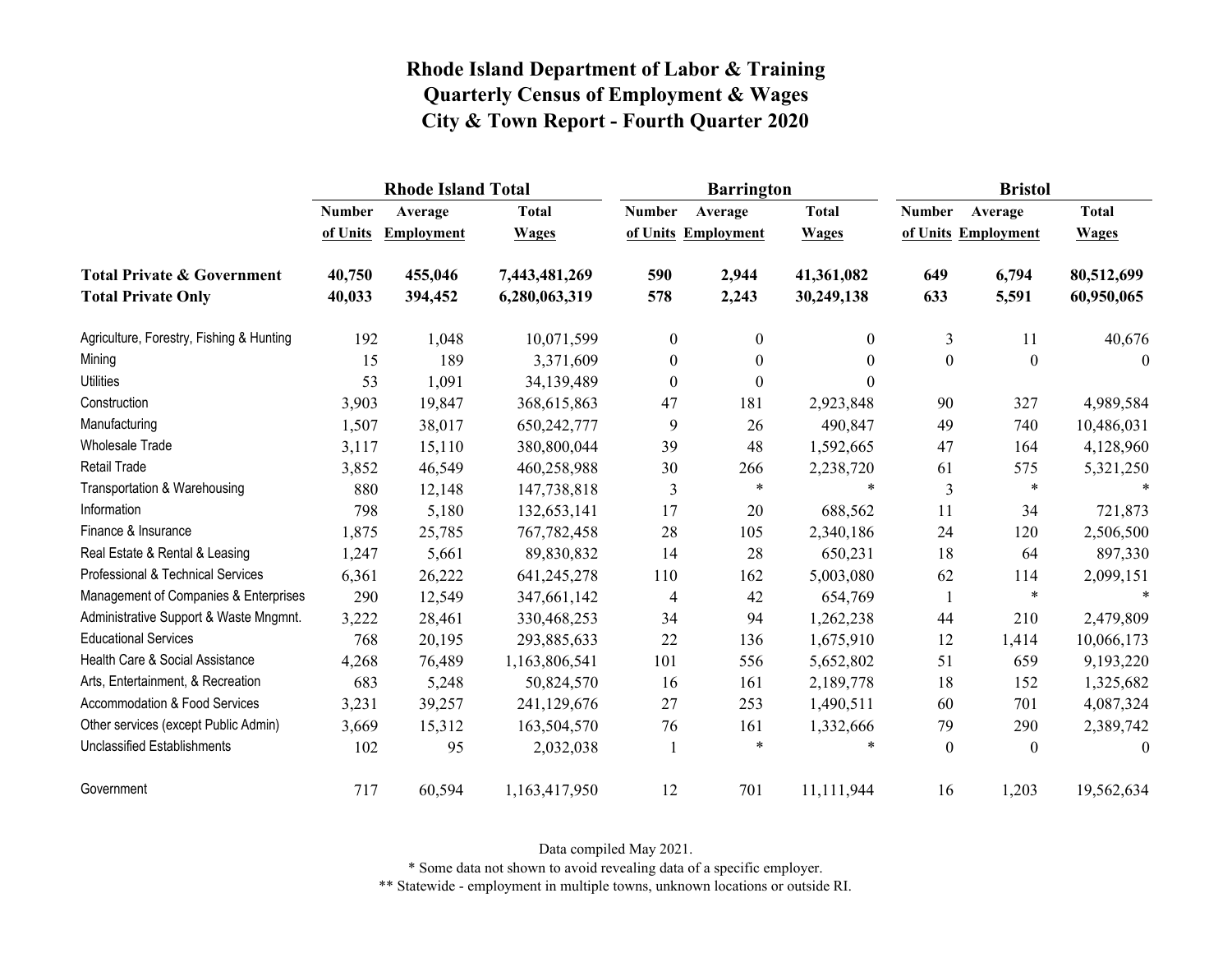# Rhode Island Department of Labor & Training
## Quarterly Census of Employment & Wages
## City & Town Report - Fourth Quarter 2020

| | Rhode Island Total | | | Barrington | | | Bristol | | |
|---|---|---|---|---|---|---|---|---|---|
| | Number of Units | Average Employment | Total Wages | Number of Units | Average Employment | Total Wages | Number of Units | Average Employment | Total Wages |
| **Total Private & Government** | **40,750** | **455,046** | **7,443,481,269** | **590** | **2,944** | **41,361,082** | **649** | **6,794** | **80,512,699** |
| **Total Private Only** | **40,033** | **394,452** | **6,280,063,319** | **578** | **2,243** | **30,249,138** | **633** | **5,591** | **60,950,065** |
| Agriculture, Forestry, Fishing & Hunting | 192 | 1,048 | 10,071,599 | 0 | 0 | 0 | 3 | 11 | 40,676 |
| Mining | 15 | 189 | 3,371,609 | 0 | 0 | 0 | 0 | 0 | 0 |
| Utilities | 53 | 1,091 | 34,139,489 | 0 | 0 | 0 | | | |
| Construction | 3,903 | 19,847 | 368,615,863 | 47 | 181 | 2,923,848 | 90 | 327 | 4,989,584 |
| Manufacturing | 1,507 | 38,017 | 650,242,777 | 9 | 26 | 490,847 | 49 | 740 | 10,486,031 |
| Wholesale Trade | 3,117 | 15,110 | 380,800,044 | 39 | 48 | 1,592,665 | 47 | 164 | 4,128,960 |
| Retail Trade | 3,852 | 46,549 | 460,258,988 | 30 | 266 | 2,238,720 | 61 | 575 | 5,321,250 |
| Transportation & Warehousing | 880 | 12,148 | 147,738,818 | 3 | * | * | 3 | * | * |
| Information | 798 | 5,180 | 132,653,141 | 17 | 20 | 688,562 | 11 | 34 | 721,873 |
| Finance & Insurance | 1,875 | 25,785 | 767,782,458 | 28 | 105 | 2,340,186 | 24 | 120 | 2,506,500 |
| Real Estate & Rental & Leasing | 1,247 | 5,661 | 89,830,832 | 14 | 28 | 650,231 | 18 | 64 | 897,330 |
| Professional & Technical Services | 6,361 | 26,222 | 641,245,278 | 110 | 162 | 5,003,080 | 62 | 114 | 2,099,151 |
| Management of Companies & Enterprises | 290 | 12,549 | 347,661,142 | 4 | 42 | 654,769 | 1 | * | * |
| Administrative Support & Waste Mngmnt. | 3,222 | 28,461 | 330,468,253 | 34 | 94 | 1,262,238 | 44 | 210 | 2,479,809 |
| Educational Services | 768 | 20,195 | 293,885,633 | 22 | 136 | 1,675,910 | 12 | 1,414 | 10,066,173 |
| Health Care & Social Assistance | 4,268 | 76,489 | 1,163,806,541 | 101 | 556 | 5,652,802 | 51 | 659 | 9,193,220 |
| Arts, Entertainment, & Recreation | 683 | 5,248 | 50,824,570 | 16 | 161 | 2,189,778 | 18 | 152 | 1,325,682 |
| Accommodation & Food Services | 3,231 | 39,257 | 241,129,676 | 27 | 253 | 1,490,511 | 60 | 701 | 4,087,324 |
| Other services (except Public Admin) | 3,669 | 15,312 | 163,504,570 | 76 | 161 | 1,332,666 | 79 | 290 | 2,389,742 |
| Unclassified Establishments | 102 | 95 | 2,032,038 | 1 | * | * | 0 | 0 | 0 |
| Government | 717 | 60,594 | 1,163,417,950 | 12 | 701 | 11,111,944 | 16 | 1,203 | 19,562,634 |

Data compiled May 2021.

* Some data not shown to avoid revealing data of a specific employer.

** Statewide - employment in multiple towns, unknown locations or outside RI.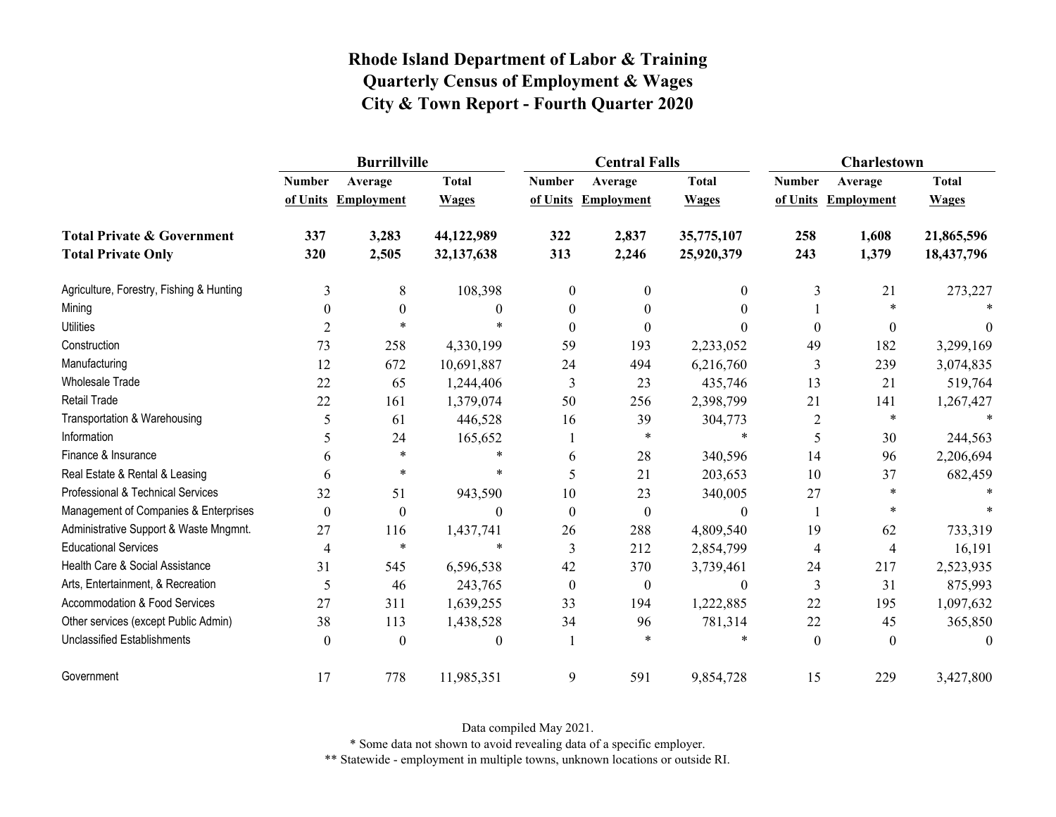# Rhode Island Department of Labor & Training
## Quarterly Census of Employment & Wages
## City & Town Report - Fourth Quarter 2020

| | Burrillville | | | Central Falls | | | Charlestown | | |
|---|---|---|---|---|---|---|---|---|---|
| | Number of Units | Average Employment | Total Wages | Number of Units | Average Employment | Total Wages | Number of Units | Average Employment | Total Wages |
| **Total Private & Government** | **337** | **3,283** | **44,122,989** | **322** | **2,837** | **35,775,107** | **258** | **1,608** | **21,865,596** |
| **Total Private Only** | **320** | **2,505** | **32,137,638** | **313** | **2,246** | **25,920,379** | **243** | **1,379** | **18,437,796** |
| Agriculture, Forestry, Fishing & Hunting | 3 | 8 | 108,398 | 0 | 0 | 0 | 3 | 21 | 273,227 |
| Mining | 0 | 0 | 0 | 0 | 0 | 0 | 1 | * | * |
| Utilities | 2 | * | * | 0 | 0 | 0 | 0 | 0 | 0 |
| Construction | 73 | 258 | 4,330,199 | 59 | 193 | 2,233,052 | 49 | 182 | 3,299,169 |
| Manufacturing | 12 | 672 | 10,691,887 | 24 | 494 | 6,216,760 | 3 | 239 | 3,074,835 |
| Wholesale Trade | 22 | 65 | 1,244,406 | 3 | 23 | 435,746 | 13 | 21 | 519,764 |
| Retail Trade | 22 | 161 | 1,379,074 | 50 | 256 | 2,398,799 | 21 | 141 | 1,267,427 |
| Transportation & Warehousing | 5 | 61 | 446,528 | 16 | 39 | 304,773 | 2 | * | * |
| Information | 5 | 24 | 165,652 | 1 | * | * | 5 | 30 | 244,563 |
| Finance & Insurance | 6 | * | * | 6 | 28 | 340,596 | 14 | 96 | 2,206,694 |
| Real Estate & Rental & Leasing | 6 | * | * | 5 | 21 | 203,653 | 10 | 37 | 682,459 |
| Professional & Technical Services | 32 | 51 | 943,590 | 10 | 23 | 340,005 | 27 | * | * |
| Management of Companies & Enterprises | 0 | 0 | 0 | 0 | 0 | 0 | 1 | * | * |
| Administrative Support & Waste Mngmnt. | 27 | 116 | 1,437,741 | 26 | 288 | 4,809,540 | 19 | 62 | 733,319 |
| Educational Services | 4 | * | * | 3 | 212 | 2,854,799 | 4 | 4 | 16,191 |
| Health Care & Social Assistance | 31 | 545 | 6,596,538 | 42 | 370 | 3,739,461 | 24 | 217 | 2,523,935 |
| Arts, Entertainment, & Recreation | 5 | 46 | 243,765 | 0 | 0 | 0 | 3 | 31 | 875,993 |
| Accommodation & Food Services | 27 | 311 | 1,639,255 | 33 | 194 | 1,222,885 | 22 | 195 | 1,097,632 |
| Other services (except Public Admin) | 38 | 113 | 1,438,528 | 34 | 96 | 781,314 | 22 | 45 | 365,850 |
| Unclassified Establishments | 0 | 0 | 0 | 1 | * | * | 0 | 0 | 0 |
| Government | 17 | 778 | 11,985,351 | 9 | 591 | 9,854,728 | 15 | 229 | 3,427,800 |

Data compiled May 2021.

* Some data not shown to avoid revealing data of a specific employer.

** Statewide - employment in multiple towns, unknown locations or outside RI.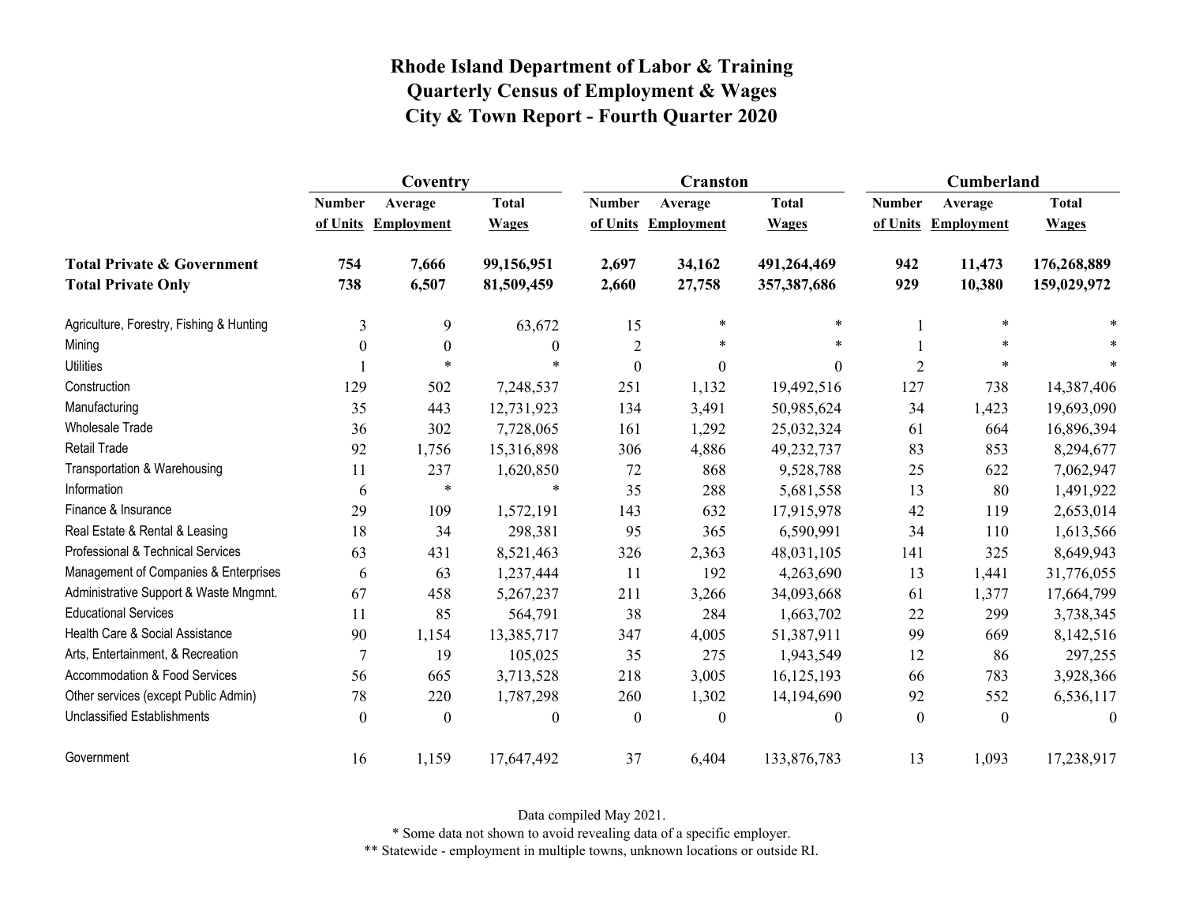# Rhode Island Department of Labor & Training
# Quarterly Census of Employment & Wages
# City & Town Report - Fourth Quarter 2020

| | Coventry | | | Cranston | | | Cumberland | | |
|---|---|---|---|---|---|---|---|---|---|
| | Number of Units | Average Employment | Total Wages | Number of Units | Average Employment | Total Wages | Number of Units | Average Employment | Total Wages |
| **Total Private & Government** | **754** | **7,666** | **99,156,951** | **2,697** | **34,162** | **491,264,469** | **942** | **11,473** | **176,268,889** |
| **Total Private Only** | **738** | **6,507** | **81,509,459** | **2,660** | **27,758** | **357,387,686** | **929** | **10,380** | **159,029,972** |
| Agriculture, Forestry, Fishing & Hunting | 3 | 9 | 63,672 | 15 | * | * | 1 | * | * |
| Mining | 0 | 0 | 0 | 2 | * | * | 1 | * | * |
| Utilities | 1 | * | * | 0 | 0 | 0 | 2 | * | * |
| Construction | 129 | 502 | 7,248,537 | 251 | 1,132 | 19,492,516 | 127 | 738 | 14,387,406 |
| Manufacturing | 35 | 443 | 12,731,923 | 134 | 3,491 | 50,985,624 | 34 | 1,423 | 19,693,090 |
| Wholesale Trade | 36 | 302 | 7,728,065 | 161 | 1,292 | 25,032,324 | 61 | 664 | 16,896,394 |
| Retail Trade | 92 | 1,756 | 15,316,898 | 306 | 4,886 | 49,232,737 | 83 | 853 | 8,294,677 |
| Transportation & Warehousing | 11 | 237 | 1,620,850 | 72 | 868 | 9,528,788 | 25 | 622 | 7,062,947 |
| Information | 6 | * | * | 35 | 288 | 5,681,558 | 13 | 80 | 1,491,922 |
| Finance & Insurance | 29 | 109 | 1,572,191 | 143 | 632 | 17,915,978 | 42 | 119 | 2,653,014 |
| Real Estate & Rental & Leasing | 18 | 34 | 298,381 | 95 | 365 | 6,590,991 | 34 | 110 | 1,613,566 |
| Professional & Technical Services | 63 | 431 | 8,521,463 | 326 | 2,363 | 48,031,105 | 141 | 325 | 8,649,943 |
| Management of Companies & Enterprises | 6 | 63 | 1,237,444 | 11 | 192 | 4,263,690 | 13 | 1,441 | 31,776,055 |
| Administrative Support & Waste Mngmnt. | 67 | 458 | 5,267,237 | 211 | 3,266 | 34,093,668 | 61 | 1,377 | 17,664,799 |
| Educational Services | 11 | 85 | 564,791 | 38 | 284 | 1,663,702 | 22 | 299 | 3,738,345 |
| Health Care & Social Assistance | 90 | 1,154 | 13,385,717 | 347 | 4,005 | 51,387,911 | 99 | 669 | 8,142,516 |
| Arts, Entertainment, & Recreation | 7 | 19 | 105,025 | 35 | 275 | 1,943,549 | 12 | 86 | 297,255 |
| Accommodation & Food Services | 56 | 665 | 3,713,528 | 218 | 3,005 | 16,125,193 | 66 | 783 | 3,928,366 |
| Other services (except Public Admin) | 78 | 220 | 1,787,298 | 260 | 1,302 | 14,194,690 | 92 | 552 | 6,536,117 |
| Unclassified Establishments | 0 | 0 | 0 | 0 | 0 | 0 | 0 | 0 | 0 |
| Government | 16 | 1,159 | 17,647,492 | 37 | 6,404 | 133,876,783 | 13 | 1,093 | 17,238,917 |

Data compiled May 2021.

* Some data not shown to avoid revealing data of a specific employer.

** Statewide - employment in multiple towns, unknown locations or outside RI.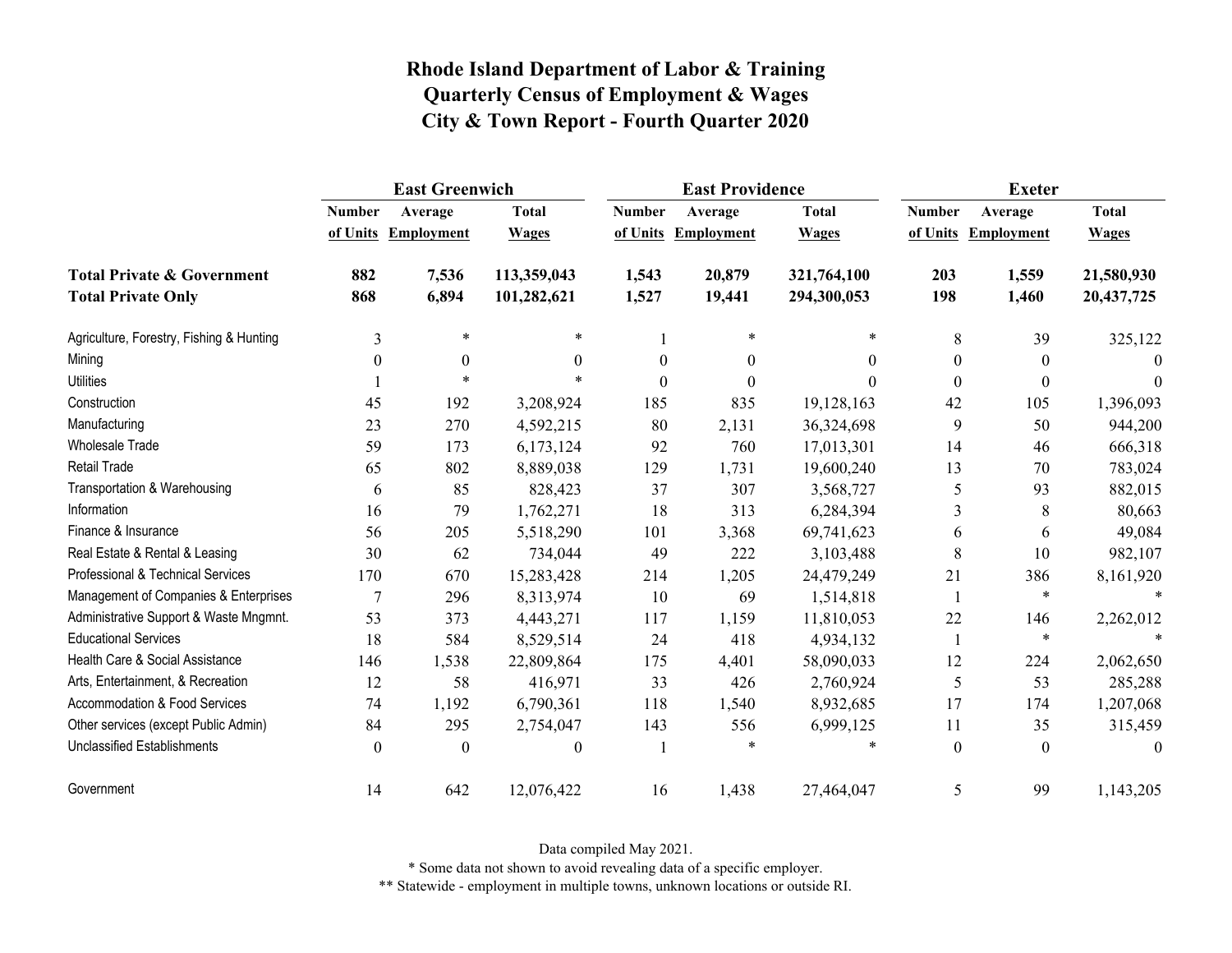# Rhode Island Department of Labor & Training
## Quarterly Census of Employment & Wages
## City & Town Report - Fourth Quarter 2020

| | East Greenwich | | | East Providence | | | Exeter | | |
|---|---|---|---|---|---|---|---|---|---|
| | Number of Units | Average Employment | Total Wages | Number of Units | Average Employment | Total Wages | Number of Units | Average Employment | Total Wages |
| **Total Private & Government** | **882** | **7,536** | **113,359,043** | **1,543** | **20,879** | **321,764,100** | **203** | **1,559** | **21,580,930** |
| **Total Private Only** | **868** | **6,894** | **101,282,621** | **1,527** | **19,441** | **294,300,053** | **198** | **1,460** | **20,437,725** |
| Agriculture, Forestry, Fishing & Hunting | 3 | * | * | 1 | * | * | 8 | 39 | 325,122 |
| Mining | 0 | 0 | 0 | 0 | 0 | 0 | 0 | 0 | 0 |
| Utilities | 1 | * | * | 0 | 0 | 0 | 0 | 0 | 0 |
| Construction | 45 | 192 | 3,208,924 | 185 | 835 | 19,128,163 | 42 | 105 | 1,396,093 |
| Manufacturing | 23 | 270 | 4,592,215 | 80 | 2,131 | 36,324,698 | 9 | 50 | 944,200 |
| Wholesale Trade | 59 | 173 | 6,173,124 | 92 | 760 | 17,013,301 | 14 | 46 | 666,318 |
| Retail Trade | 65 | 802 | 8,889,038 | 129 | 1,731 | 19,600,240 | 13 | 70 | 783,024 |
| Transportation & Warehousing | 6 | 85 | 828,423 | 37 | 307 | 3,568,727 | 5 | 93 | 882,015 |
| Information | 16 | 79 | 1,762,271 | 18 | 313 | 6,284,394 | 3 | 8 | 80,663 |
| Finance & Insurance | 56 | 205 | 5,518,290 | 101 | 3,368 | 69,741,623 | 6 | 6 | 49,084 |
| Real Estate & Rental & Leasing | 30 | 62 | 734,044 | 49 | 222 | 3,103,488 | 8 | 10 | 982,107 |
| Professional & Technical Services | 170 | 670 | 15,283,428 | 214 | 1,205 | 24,479,249 | 21 | 386 | 8,161,920 |
| Management of Companies & Enterprises | 7 | 296 | 8,313,974 | 10 | 69 | 1,514,818 | 1 | * | * |
| Administrative Support & Waste Mngmnt. | 53 | 373 | 4,443,271 | 117 | 1,159 | 11,810,053 | 22 | 146 | 2,262,012 |
| Educational Services | 18 | 584 | 8,529,514 | 24 | 418 | 4,934,132 | 1 | * | * |
| Health Care & Social Assistance | 146 | 1,538 | 22,809,864 | 175 | 4,401 | 58,090,033 | 12 | 224 | 2,062,650 |
| Arts, Entertainment, & Recreation | 12 | 58 | 416,971 | 33 | 426 | 2,760,924 | 5 | 53 | 285,288 |
| Accommodation & Food Services | 74 | 1,192 | 6,790,361 | 118 | 1,540 | 8,932,685 | 17 | 174 | 1,207,068 |
| Other services (except Public Admin) | 84 | 295 | 2,754,047 | 143 | 556 | 6,999,125 | 11 | 35 | 315,459 |
| Unclassified Establishments | 0 | 0 | 0 | 1 | * | * | 0 | 0 | 0 |
| Government | 14 | 642 | 12,076,422 | 16 | 1,438 | 27,464,047 | 5 | 99 | 1,143,205 |

Data compiled May 2021.

* Some data not shown to avoid revealing data of a specific employer.

** Statewide - employment in multiple towns, unknown locations or outside RI.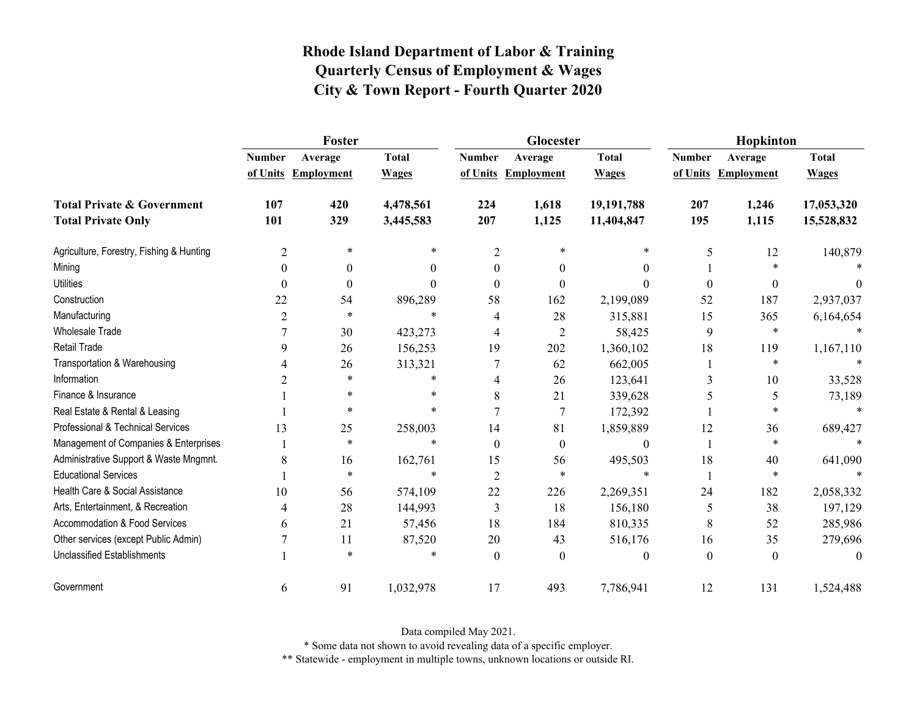# Rhode Island Department of Labor & Training
## Quarterly Census of Employment & Wages
## City & Town Report - Fourth Quarter 2020

| | Foster | | | Glocester | | | Hopkinton | | |
|---|---|---|---|---|---|---|---|---|---|
| | Number of Units | Average Employment | Total Wages | Number of Units | Average Employment | Total Wages | Number of Units | Average Employment | Total Wages |
| **Total Private & Government** | **107** | **420** | **4,478,561** | **224** | **1,618** | **19,191,788** | **207** | **1,246** | **17,053,320** |
| **Total Private Only** | **101** | **329** | **3,445,583** | **207** | **1,125** | **11,404,847** | **195** | **1,115** | **15,528,832** |
| Agriculture, Forestry, Fishing & Hunting | 2 | * | * | 2 | * | * | 5 | 12 | 140,879 |
| Mining | 0 | 0 | 0 | 0 | 0 | 0 | 1 | * | * |
| Utilities | 0 | 0 | 0 | 0 | 0 | 0 | 0 | 0 | 0 |
| Construction | 22 | 54 | 896,289 | 58 | 162 | 2,199,089 | 52 | 187 | 2,937,037 |
| Manufacturing | 2 | * | * | 4 | 28 | 315,881 | 15 | 365 | 6,164,654 |
| Wholesale Trade | 7 | 30 | 423,273 | 4 | 2 | 58,425 | 9 | * | * |
| Retail Trade | 9 | 26 | 156,253 | 19 | 202 | 1,360,102 | 18 | 119 | 1,167,110 |
| Transportation & Warehousing | 4 | 26 | 313,321 | 7 | 62 | 662,005 | 1 | * | * |
| Information | 2 | * | * | 4 | 26 | 123,641 | 3 | 10 | 33,528 |
| Finance & Insurance | 1 | * | * | 8 | 21 | 339,628 | 5 | 5 | 73,189 |
| Real Estate & Rental & Leasing | 1 | * | * | 7 | 7 | 172,392 | 1 | * | * |
| Professional & Technical Services | 13 | 25 | 258,003 | 14 | 81 | 1,859,889 | 12 | 36 | 689,427 |
| Management of Companies & Enterprises | 1 | * | * | 0 | 0 | 0 | 1 | * | * |
| Administrative Support & Waste Mngmnt. | 8 | 16 | 162,761 | 15 | 56 | 495,503 | 18 | 40 | 641,090 |
| Educational Services | 1 | * | * | 2 | * | * | 1 | * | * |
| Health Care & Social Assistance | 10 | 56 | 574,109 | 22 | 226 | 2,269,351 | 24 | 182 | 2,058,332 |
| Arts, Entertainment, & Recreation | 4 | 28 | 144,993 | 3 | 18 | 156,180 | 5 | 38 | 197,129 |
| Accommodation & Food Services | 6 | 21 | 57,456 | 18 | 184 | 810,335 | 8 | 52 | 285,986 |
| Other services (except Public Admin) | 7 | 11 | 87,520 | 20 | 43 | 516,176 | 16 | 35 | 279,696 |
| Unclassified Establishments | 1 | * | * | 0 | 0 | 0 | 0 | 0 | 0 |
| Government | 6 | 91 | 1,032,978 | 17 | 493 | 7,786,941 | 12 | 131 | 1,524,488 |

Data compiled May 2021.

* Some data not shown to avoid revealing data of a specific employer.

** Statewide - employment in multiple towns, unknown locations or outside RI.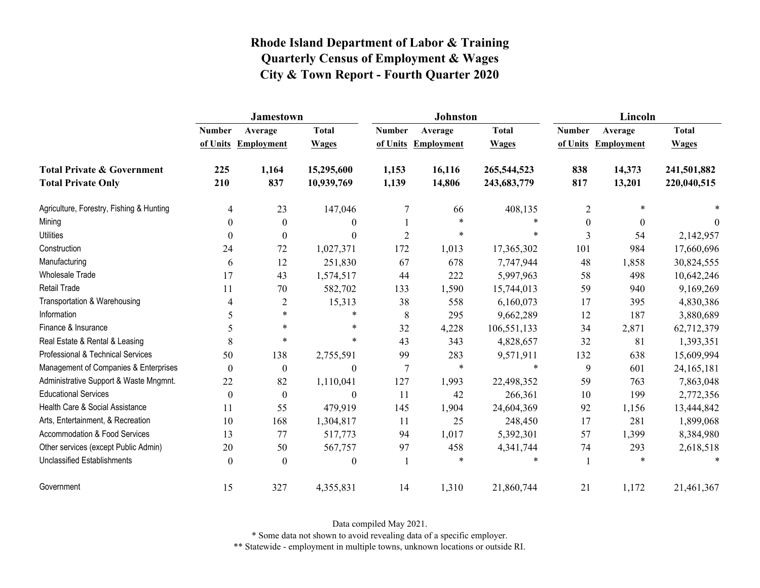# Rhode Island Department of Labor & Training
# Quarterly Census of Employment & Wages
# City & Town Report - Fourth Quarter 2020

| | Jamestown | | | Johnston | | | Lincoln | | |
|---|---|---|---|---|---|---|---|---|---|
| | Number of Units | Average Employment | Total Wages | Number of Units | Average Employment | Total Wages | Number of Units | Average Employment | Total Wages |
| **Total Private & Government** | **225** | **1,164** | **15,295,600** | **1,153** | **16,116** | **265,544,523** | **838** | **14,373** | **241,501,882** |
| **Total Private Only** | **210** | **837** | **10,939,769** | **1,139** | **14,806** | **243,683,779** | **817** | **13,201** | **220,040,515** |
| Agriculture, Forestry, Fishing & Hunting | 4 | 23 | 147,046 | 7 | 66 | 408,135 | 2 | * | * |
| Mining | 0 | 0 | 0 | 1 | * | * | 0 | 0 | 0 |
| Utilities | 0 | 0 | 0 | 2 | * | * | 3 | 54 | 2,142,957 |
| Construction | 24 | 72 | 1,027,371 | 172 | 1,013 | 17,365,302 | 101 | 984 | 17,660,696 |
| Manufacturing | 6 | 12 | 251,830 | 67 | 678 | 7,747,944 | 48 | 1,858 | 30,824,555 |
| Wholesale Trade | 17 | 43 | 1,574,517 | 44 | 222 | 5,997,963 | 58 | 498 | 10,642,246 |
| Retail Trade | 11 | 70 | 582,702 | 133 | 1,590 | 15,744,013 | 59 | 940 | 9,169,269 |
| Transportation & Warehousing | 4 | 2 | 15,313 | 38 | 558 | 6,160,073 | 17 | 395 | 4,830,386 |
| Information | 5 | * | * | 8 | 295 | 9,662,289 | 12 | 187 | 3,880,689 |
| Finance & Insurance | 5 | * | * | 32 | 4,228 | 106,551,133 | 34 | 2,871 | 62,712,379 |
| Real Estate & Rental & Leasing | 8 | * | * | 43 | 343 | 4,828,657 | 32 | 81 | 1,393,351 |
| Professional & Technical Services | 50 | 138 | 2,755,591 | 99 | 283 | 9,571,911 | 132 | 638 | 15,609,994 |
| Management of Companies & Enterprises | 0 | 0 | 0 | 7 | * | * | 9 | 601 | 24,165,181 |
| Administrative Support & Waste Mngmnt. | 22 | 82 | 1,110,041 | 127 | 1,993 | 22,498,352 | 59 | 763 | 7,863,048 |
| Educational Services | 0 | 0 | 0 | 11 | 42 | 266,361 | 10 | 199 | 2,772,356 |
| Health Care & Social Assistance | 11 | 55 | 479,919 | 145 | 1,904 | 24,604,369 | 92 | 1,156 | 13,444,842 |
| Arts, Entertainment, & Recreation | 10 | 168 | 1,304,817 | 11 | 25 | 248,450 | 17 | 281 | 1,899,068 |
| Accommodation & Food Services | 13 | 77 | 517,773 | 94 | 1,017 | 5,392,301 | 57 | 1,399 | 8,384,980 |
| Other services (except Public Admin) | 20 | 50 | 567,757 | 97 | 458 | 4,341,744 | 74 | 293 | 2,618,518 |
| Unclassified Establishments | 0 | 0 | 0 | 1 | * | * | 1 | * | * |
| Government | 15 | 327 | 4,355,831 | 14 | 1,310 | 21,860,744 | 21 | 1,172 | 21,461,367 |

Data compiled May 2021.

* Some data not shown to avoid revealing data of a specific employer.

** Statewide - employment in multiple towns, unknown locations or outside RI.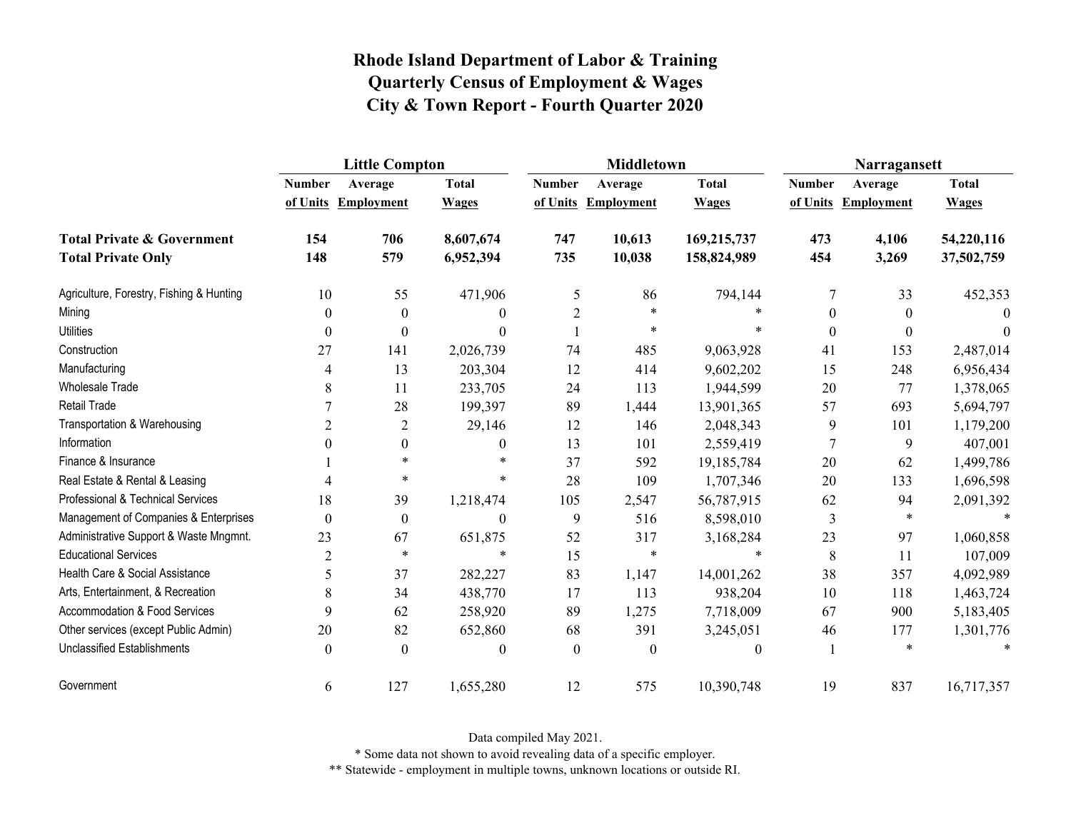# Rhode Island Department of Labor & Training
# Quarterly Census of Employment & Wages
# City & Town Report - Fourth Quarter 2020

| | Little Compton | | | Middletown | | | Narragansett | | |
|---|---|---|---|---|---|---|---|---|---|
| | Number of Units | Average Employment | Total Wages | Number of Units | Average Employment | Total Wages | Number of Units | Average Employment | Total Wages |
| **Total Private & Government** | **154** | **706** | **8,607,674** | **747** | **10,613** | **169,215,737** | **473** | **4,106** | **54,220,116** |
| **Total Private Only** | **148** | **579** | **6,952,394** | **735** | **10,038** | **158,824,989** | **454** | **3,269** | **37,502,759** |
| Agriculture, Forestry, Fishing & Hunting | 10 | 55 | 471,906 | 5 | 86 | 794,144 | 7 | 33 | 452,353 |
| Mining | 0 | 0 | 0 | 2 | * | * | 0 | 0 | 0 |
| Utilities | 0 | 0 | 0 | 1 | * | * | 0 | 0 | 0 |
| Construction | 27 | 141 | 2,026,739 | 74 | 485 | 9,063,928 | 41 | 153 | 2,487,014 |
| Manufacturing | 4 | 13 | 203,304 | 12 | 414 | 9,602,202 | 15 | 248 | 6,956,434 |
| Wholesale Trade | 8 | 11 | 233,705 | 24 | 113 | 1,944,599 | 20 | 77 | 1,378,065 |
| Retail Trade | 7 | 28 | 199,397 | 89 | 1,444 | 13,901,365 | 57 | 693 | 5,694,797 |
| Transportation & Warehousing | 2 | 2 | 29,146 | 12 | 146 | 2,048,343 | 9 | 101 | 1,179,200 |
| Information | 0 | 0 | 0 | 13 | 101 | 2,559,419 | 7 | 9 | 407,001 |
| Finance & Insurance | 1 | * | * | 37 | 592 | 19,185,784 | 20 | 62 | 1,499,786 |
| Real Estate & Rental & Leasing | 4 | * | * | 28 | 109 | 1,707,346 | 20 | 133 | 1,696,598 |
| Professional & Technical Services | 18 | 39 | 1,218,474 | 105 | 2,547 | 56,787,915 | 62 | 94 | 2,091,392 |
| Management of Companies & Enterprises | 0 | 0 | 0 | 9 | 516 | 8,598,010 | 3 | * | * |
| Administrative Support & Waste Mngmnt. | 23 | 67 | 651,875 | 52 | 317 | 3,168,284 | 23 | 97 | 1,060,858 |
| Educational Services | 2 | * | * | 15 | * | * | 8 | 11 | 107,009 |
| Health Care & Social Assistance | 5 | 37 | 282,227 | 83 | 1,147 | 14,001,262 | 38 | 357 | 4,092,989 |
| Arts, Entertainment, & Recreation | 8 | 34 | 438,770 | 17 | 113 | 938,204 | 10 | 118 | 1,463,724 |
| Accommodation & Food Services | 9 | 62 | 258,920 | 89 | 1,275 | 7,718,009 | 67 | 900 | 5,183,405 |
| Other services (except Public Admin) | 20 | 82 | 652,860 | 68 | 391 | 3,245,051 | 46 | 177 | 1,301,776 |
| Unclassified Establishments | 0 | 0 | 0 | 0 | 0 | 0 | 1 | * | * |
| Government | 6 | 127 | 1,655,280 | 12 | 575 | 10,390,748 | 19 | 837 | 16,717,357 |

Data compiled May 2021.

* Some data not shown to avoid revealing data of a specific employer.

** Statewide - employment in multiple towns, unknown locations or outside RI.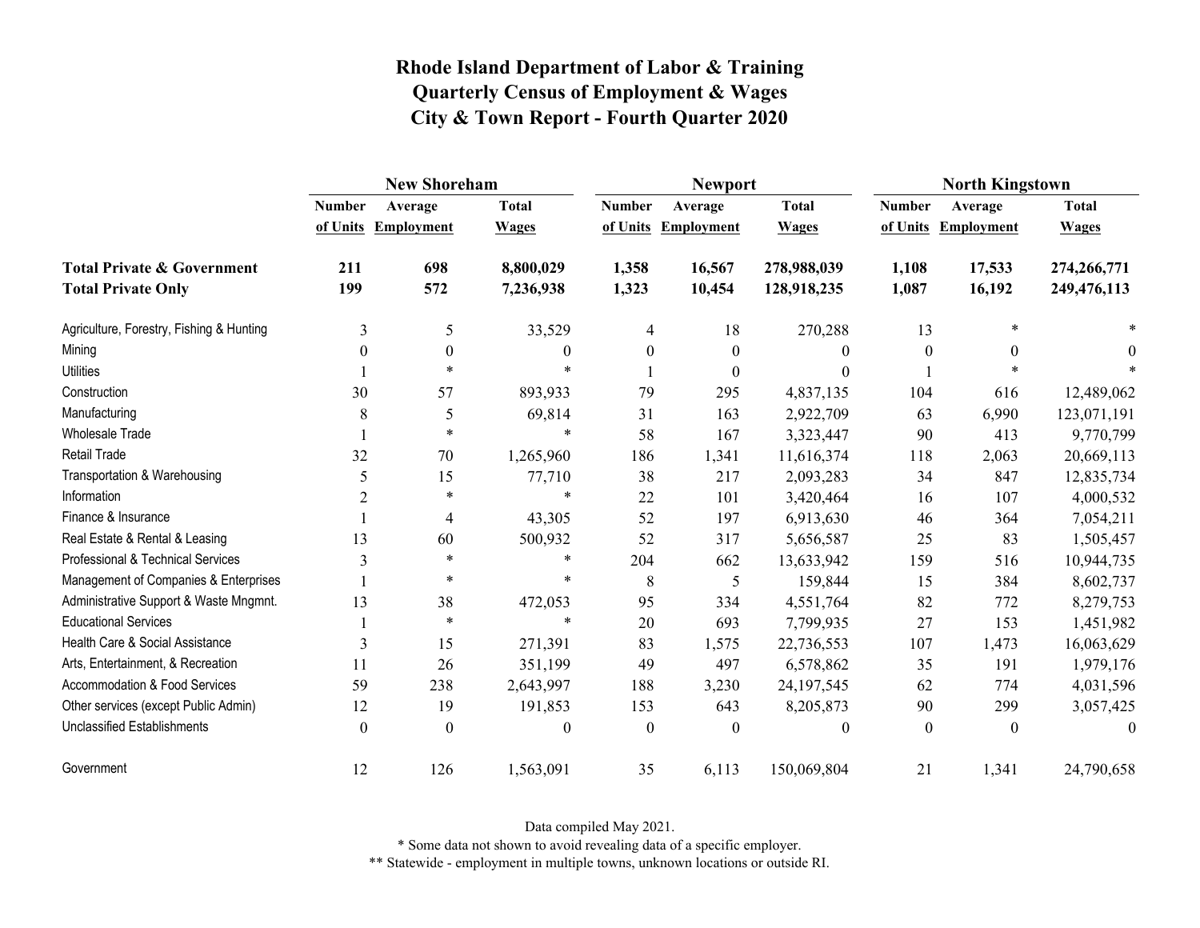# Rhode Island Department of Labor & Training
## Quarterly Census of Employment & Wages
## City & Town Report - Fourth Quarter 2020

| | New Shoreham | | | Newport | | | North Kingstown | | |
|---|---|---|---|---|---|---|---|---|---|
| | Number of Units | Average Employment | Total Wages | Number of Units | Average Employment | Total Wages | Number of Units | Average Employment | Total Wages |
| **Total Private & Government** | **211** | **698** | **8,800,029** | **1,358** | **16,567** | **278,988,039** | **1,108** | **17,533** | **274,266,771** |
| **Total Private Only** | **199** | **572** | **7,236,938** | **1,323** | **10,454** | **128,918,235** | **1,087** | **16,192** | **249,476,113** |
| Agriculture, Forestry, Fishing & Hunting | 3 | 5 | 33,529 | 4 | 18 | 270,288 | 13 | * | * |
| Mining | 0 | 0 | 0 | 0 | 0 | 0 | 0 | 0 | 0 |
| Utilities | 1 | * | * | 1 | 0 | 0 | 1 | * | * |
| Construction | 30 | 57 | 893,933 | 79 | 295 | 4,837,135 | 104 | 616 | 12,489,062 |
| Manufacturing | 8 | 5 | 69,814 | 31 | 163 | 2,922,709 | 63 | 6,990 | 123,071,191 |
| Wholesale Trade | 1 | * | * | 58 | 167 | 3,323,447 | 90 | 413 | 9,770,799 |
| Retail Trade | 32 | 70 | 1,265,960 | 186 | 1,341 | 11,616,374 | 118 | 2,063 | 20,669,113 |
| Transportation & Warehousing | 5 | 15 | 77,710 | 38 | 217 | 2,093,283 | 34 | 847 | 12,835,734 |
| Information | 2 | * | * | 22 | 101 | 3,420,464 | 16 | 107 | 4,000,532 |
| Finance & Insurance | 1 | 4 | 43,305 | 52 | 197 | 6,913,630 | 46 | 364 | 7,054,211 |
| Real Estate & Rental & Leasing | 13 | 60 | 500,932 | 52 | 317 | 5,656,587 | 25 | 83 | 1,505,457 |
| Professional & Technical Services | 3 | * | * | 204 | 662 | 13,633,942 | 159 | 516 | 10,944,735 |
| Management of Companies & Enterprises | 1 | * | * | 8 | 5 | 159,844 | 15 | 384 | 8,602,737 |
| Administrative Support & Waste Mngmnt. | 13 | 38 | 472,053 | 95 | 334 | 4,551,764 | 82 | 772 | 8,279,753 |
| Educational Services | 1 | * | * | 20 | 693 | 7,799,935 | 27 | 153 | 1,451,982 |
| Health Care & Social Assistance | 3 | 15 | 271,391 | 83 | 1,575 | 22,736,553 | 107 | 1,473 | 16,063,629 |
| Arts, Entertainment, & Recreation | 11 | 26 | 351,199 | 49 | 497 | 6,578,862 | 35 | 191 | 1,979,176 |
| Accommodation & Food Services | 59 | 238 | 2,643,997 | 188 | 3,230 | 24,197,545 | 62 | 774 | 4,031,596 |
| Other services (except Public Admin) | 12 | 19 | 191,853 | 153 | 643 | 8,205,873 | 90 | 299 | 3,057,425 |
| Unclassified Establishments | 0 | 0 | 0 | 0 | 0 | 0 | 0 | 0 | 0 |
| Government | 12 | 126 | 1,563,091 | 35 | 6,113 | 150,069,804 | 21 | 1,341 | 24,790,658 |

Data compiled May 2021.

* Some data not shown to avoid revealing data of a specific employer.

** Statewide - employment in multiple towns, unknown locations or outside RI.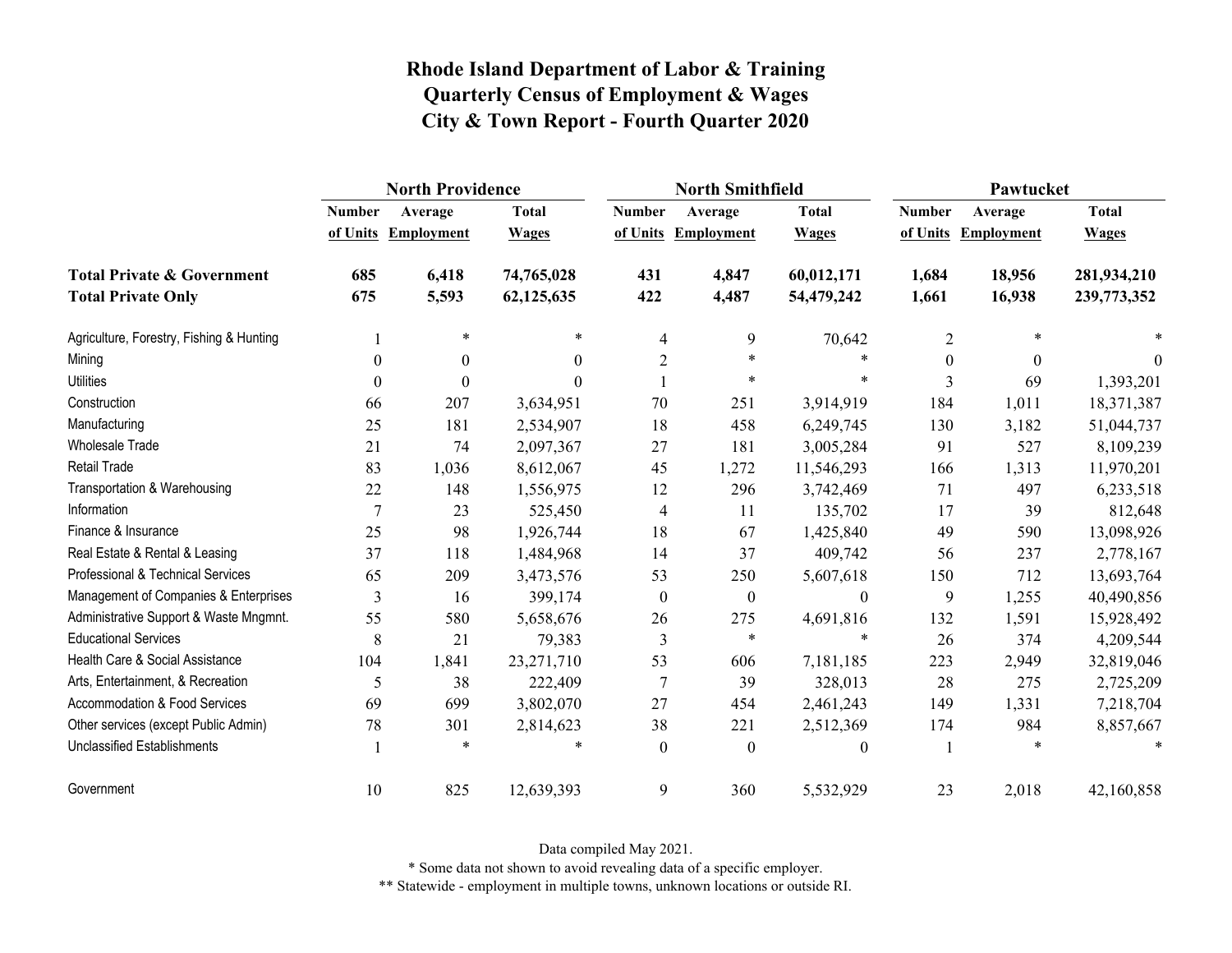# Rhode Island Department of Labor & Training
# Quarterly Census of Employment & Wages
# City & Town Report - Fourth Quarter 2020

| | North Providence | | | North Smithfield | | | Pawtucket | | |
|---|---|---|---|---|---|---|---|---|---|
| | Number of Units | Average Employment | Total Wages | Number of Units | Average Employment | Total Wages | Number of Units | Average Employment | Total Wages |
| **Total Private & Government** | **685** | **6,418** | **74,765,028** | **431** | **4,847** | **60,012,171** | **1,684** | **18,956** | **281,934,210** |
| **Total Private Only** | **675** | **5,593** | **62,125,635** | **422** | **4,487** | **54,479,242** | **1,661** | **16,938** | **239,773,352** |
| Agriculture, Forestry, Fishing & Hunting | 1 | * | * | 4 | 9 | 70,642 | 2 | * | * |
| Mining | 0 | 0 | 0 | 2 | * | * | 0 | 0 | 0 |
| Utilities | 0 | 0 | 0 | 1 | * | * | 3 | 69 | 1,393,201 |
| Construction | 66 | 207 | 3,634,951 | 70 | 251 | 3,914,919 | 184 | 1,011 | 18,371,387 |
| Manufacturing | 25 | 181 | 2,534,907 | 18 | 458 | 6,249,745 | 130 | 3,182 | 51,044,737 |
| Wholesale Trade | 21 | 74 | 2,097,367 | 27 | 181 | 3,005,284 | 91 | 527 | 8,109,239 |
| Retail Trade | 83 | 1,036 | 8,612,067 | 45 | 1,272 | 11,546,293 | 166 | 1,313 | 11,970,201 |
| Transportation & Warehousing | 22 | 148 | 1,556,975 | 12 | 296 | 3,742,469 | 71 | 497 | 6,233,518 |
| Information | 7 | 23 | 525,450 | 4 | 11 | 135,702 | 17 | 39 | 812,648 |
| Finance & Insurance | 25 | 98 | 1,926,744 | 18 | 67 | 1,425,840 | 49 | 590 | 13,098,926 |
| Real Estate & Rental & Leasing | 37 | 118 | 1,484,968 | 14 | 37 | 409,742 | 56 | 237 | 2,778,167 |
| Professional & Technical Services | 65 | 209 | 3,473,576 | 53 | 250 | 5,607,618 | 150 | 712 | 13,693,764 |
| Management of Companies & Enterprises | 3 | 16 | 399,174 | 0 | 0 | 0 | 9 | 1,255 | 40,490,856 |
| Administrative Support & Waste Mngmnt. | 55 | 580 | 5,658,676 | 26 | 275 | 4,691,816 | 132 | 1,591 | 15,928,492 |
| Educational Services | 8 | 21 | 79,383 | 3 | * | * | 26 | 374 | 4,209,544 |
| Health Care & Social Assistance | 104 | 1,841 | 23,271,710 | 53 | 606 | 7,181,185 | 223 | 2,949 | 32,819,046 |
| Arts, Entertainment, & Recreation | 5 | 38 | 222,409 | 7 | 39 | 328,013 | 28 | 275 | 2,725,209 |
| Accommodation & Food Services | 69 | 699 | 3,802,070 | 27 | 454 | 2,461,243 | 149 | 1,331 | 7,218,704 |
| Other services (except Public Admin) | 78 | 301 | 2,814,623 | 38 | 221 | 2,512,369 | 174 | 984 | 8,857,667 |
| Unclassified Establishments | 1 | * | * | 0 | 0 | 0 | 1 | * | * |
| Government | 10 | 825 | 12,639,393 | 9 | 360 | 5,532,929 | 23 | 2,018 | 42,160,858 |

Data compiled May 2021.

* Some data not shown to avoid revealing data of a specific employer.

** Statewide - employment in multiple towns, unknown locations or outside RI.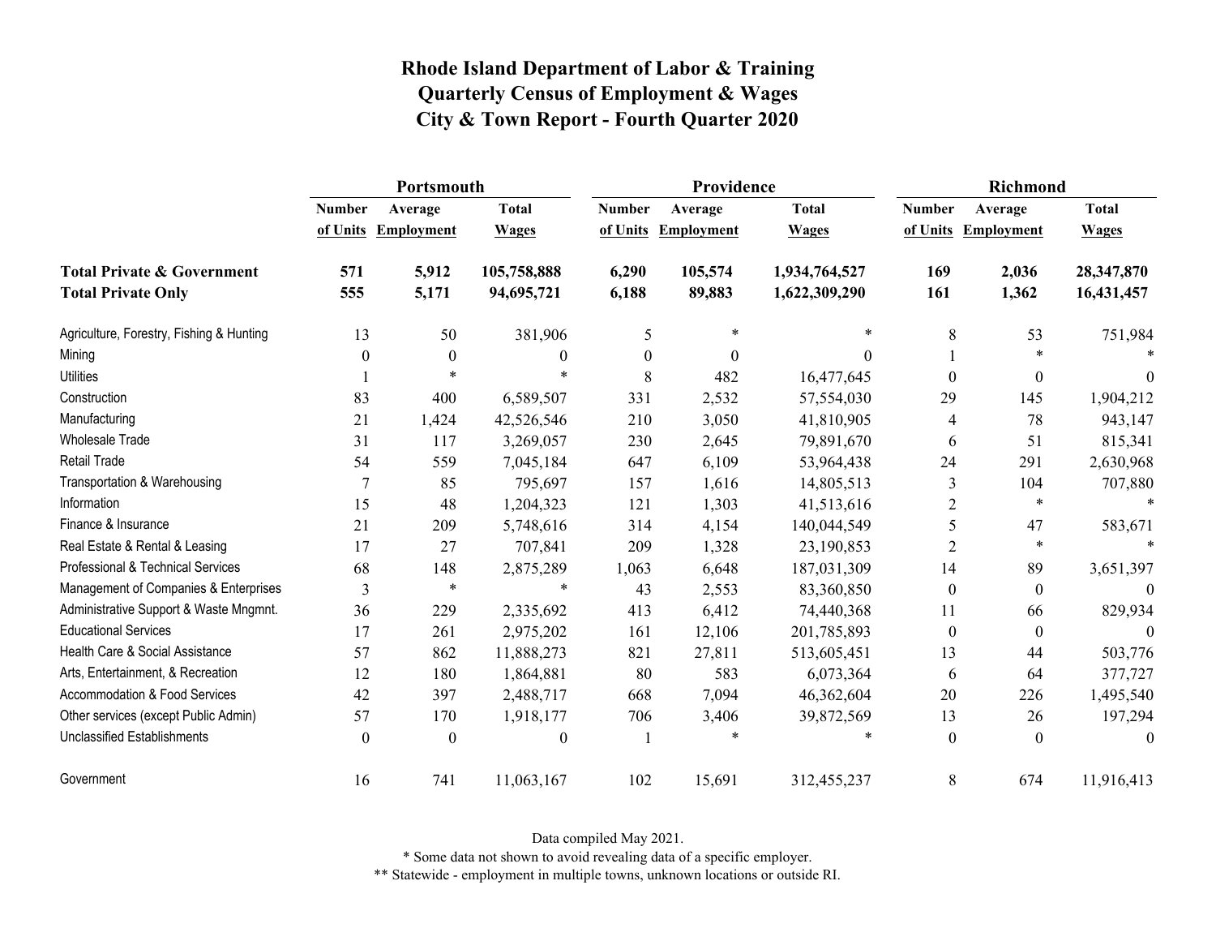# Rhode Island Department of Labor & Training
# Quarterly Census of Employment & Wages
# City & Town Report - Fourth Quarter 2020

| | Portsmouth | | | Providence | | | Richmond | | |
|---|---|---|---|---|---|---|---|---|---|
| | Number of Units | Average Employment | Total Wages | Number of Units | Average Employment | Total Wages | Number of Units | Average Employment | Total Wages |
| **Total Private & Government** | **571** | **5,912** | **105,758,888** | **6,290** | **105,574** | **1,934,764,527** | **169** | **2,036** | **28,347,870** |
| **Total Private Only** | **555** | **5,171** | **94,695,721** | **6,188** | **89,883** | **1,622,309,290** | **161** | **1,362** | **16,431,457** |
| Agriculture, Forestry, Fishing & Hunting | 13 | 50 | 381,906 | 5 | * | * | 8 | 53 | 751,984 |
| Mining | 0 | 0 | 0 | 0 | 0 | 0 | 1 | * | * |
| Utilities | 1 | * | * | 8 | 482 | 16,477,645 | 0 | 0 | 0 |
| Construction | 83 | 400 | 6,589,507 | 331 | 2,532 | 57,554,030 | 29 | 145 | 1,904,212 |
| Manufacturing | 21 | 1,424 | 42,526,546 | 210 | 3,050 | 41,810,905 | 4 | 78 | 943,147 |
| Wholesale Trade | 31 | 117 | 3,269,057 | 230 | 2,645 | 79,891,670 | 6 | 51 | 815,341 |
| Retail Trade | 54 | 559 | 7,045,184 | 647 | 6,109 | 53,964,438 | 24 | 291 | 2,630,968 |
| Transportation & Warehousing | 7 | 85 | 795,697 | 157 | 1,616 | 14,805,513 | 3 | 104 | 707,880 |
| Information | 15 | 48 | 1,204,323 | 121 | 1,303 | 41,513,616 | 2 | * | * |
| Finance & Insurance | 21 | 209 | 5,748,616 | 314 | 4,154 | 140,044,549 | 5 | 47 | 583,671 |
| Real Estate & Rental & Leasing | 17 | 27 | 707,841 | 209 | 1,328 | 23,190,853 | 2 | * | * |
| Professional & Technical Services | 68 | 148 | 2,875,289 | 1,063 | 6,648 | 187,031,309 | 14 | 89 | 3,651,397 |
| Management of Companies & Enterprises | 3 | * | * | 43 | 2,553 | 83,360,850 | 0 | 0 | 0 |
| Administrative Support & Waste Mngmnt. | 36 | 229 | 2,335,692 | 413 | 6,412 | 74,440,368 | 11 | 66 | 829,934 |
| Educational Services | 17 | 261 | 2,975,202 | 161 | 12,106 | 201,785,893 | 0 | 0 | 0 |
| Health Care & Social Assistance | 57 | 862 | 11,888,273 | 821 | 27,811 | 513,605,451 | 13 | 44 | 503,776 |
| Arts, Entertainment, & Recreation | 12 | 180 | 1,864,881 | 80 | 583 | 6,073,364 | 6 | 64 | 377,727 |
| Accommodation & Food Services | 42 | 397 | 2,488,717 | 668 | 7,094 | 46,362,604 | 20 | 226 | 1,495,540 |
| Other services (except Public Admin) | 57 | 170 | 1,918,177 | 706 | 3,406 | 39,872,569 | 13 | 26 | 197,294 |
| Unclassified Establishments | 0 | 0 | 0 | 1 | * | * | 0 | 0 | 0 |
| Government | 16 | 741 | 11,063,167 | 102 | 15,691 | 312,455,237 | 8 | 674 | 11,916,413 |

Data compiled May 2021.

* Some data not shown to avoid revealing data of a specific employer.

** Statewide - employment in multiple towns, unknown locations or outside RI.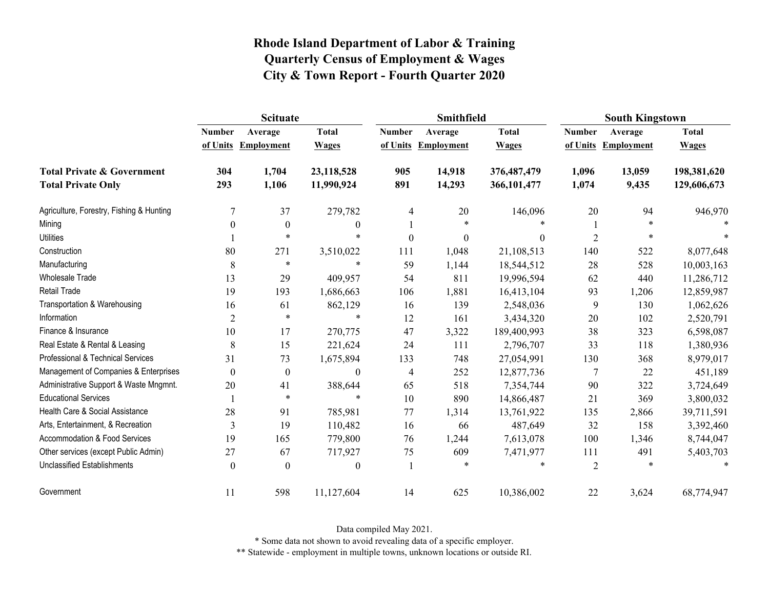# Rhode Island Department of Labor & Training
## Quarterly Census of Employment & Wages
## City & Town Report - Fourth Quarter 2020

| | Scituate | | | Smithfield | | | South Kingstown | | |
|---|---|---|---|---|---|---|---|---|---|
| | Number of Units | Average Employment | Total Wages | Number of Units | Average Employment | Total Wages | Number of Units | Average Employment | Total Wages |
| **Total Private & Government** | **304** | **1,704** | **23,118,528** | **905** | **14,918** | **376,487,479** | **1,096** | **13,059** | **198,381,620** |
| **Total Private Only** | **293** | **1,106** | **11,990,924** | **891** | **14,293** | **366,101,477** | **1,074** | **9,435** | **129,606,673** |
| Agriculture, Forestry, Fishing & Hunting | 7 | 37 | 279,782 | 4 | 20 | 146,096 | 20 | 94 | 946,970 |
| Mining | 0 | 0 | 0 | 1 | * | * | 1 | * | * |
| Utilities | 1 | * | * | 0 | 0 | 0 | 2 | * | * |
| Construction | 80 | 271 | 3,510,022 | 111 | 1,048 | 21,108,513 | 140 | 522 | 8,077,648 |
| Manufacturing | 8 | * | * | 59 | 1,144 | 18,544,512 | 28 | 528 | 10,003,163 |
| Wholesale Trade | 13 | 29 | 409,957 | 54 | 811 | 19,996,594 | 62 | 440 | 11,286,712 |
| Retail Trade | 19 | 193 | 1,686,663 | 106 | 1,881 | 16,413,104 | 93 | 1,206 | 12,859,987 |
| Transportation & Warehousing | 16 | 61 | 862,129 | 16 | 139 | 2,548,036 | 9 | 130 | 1,062,626 |
| Information | 2 | * | * | 12 | 161 | 3,434,320 | 20 | 102 | 2,520,791 |
| Finance & Insurance | 10 | 17 | 270,775 | 47 | 3,322 | 189,400,993 | 38 | 323 | 6,598,087 |
| Real Estate & Rental & Leasing | 8 | 15 | 221,624 | 24 | 111 | 2,796,707 | 33 | 118 | 1,380,936 |
| Professional & Technical Services | 31 | 73 | 1,675,894 | 133 | 748 | 27,054,991 | 130 | 368 | 8,979,017 |
| Management of Companies & Enterprises | 0 | 0 | 0 | 4 | 252 | 12,877,736 | 7 | 22 | 451,189 |
| Administrative Support & Waste Mngmnt. | 20 | 41 | 388,644 | 65 | 518 | 7,354,744 | 90 | 322 | 3,724,649 |
| Educational Services | 1 | * | * | 10 | 890 | 14,866,487 | 21 | 369 | 3,800,032 |
| Health Care & Social Assistance | 28 | 91 | 785,981 | 77 | 1,314 | 13,761,922 | 135 | 2,866 | 39,711,591 |
| Arts, Entertainment, & Recreation | 3 | 19 | 110,482 | 16 | 66 | 487,649 | 32 | 158 | 3,392,460 |
| Accommodation & Food Services | 19 | 165 | 779,800 | 76 | 1,244 | 7,613,078 | 100 | 1,346 | 8,744,047 |
| Other services (except Public Admin) | 27 | 67 | 717,927 | 75 | 609 | 7,471,977 | 111 | 491 | 5,403,703 |
| Unclassified Establishments | 0 | 0 | 0 | 1 | * | * | 2 | * | * |
| Government | 11 | 598 | 11,127,604 | 14 | 625 | 10,386,002 | 22 | 3,624 | 68,774,947 |

Data compiled May 2021.

* Some data not shown to avoid revealing data of a specific employer.

** Statewide - employment in multiple towns, unknown locations or outside RI.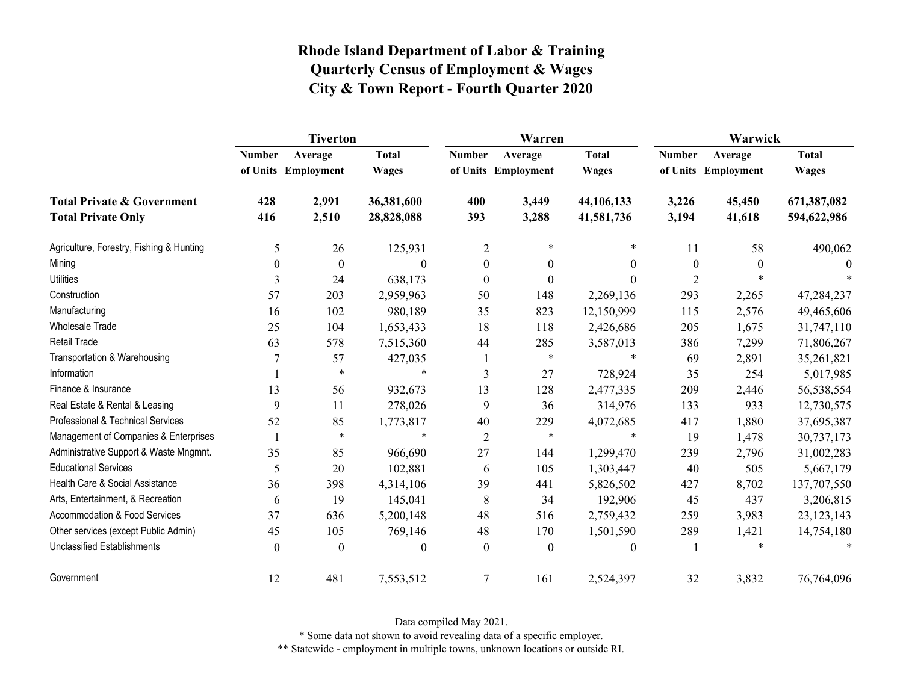# Rhode Island Department of Labor & Training
# Quarterly Census of Employment & Wages
# City & Town Report - Fourth Quarter 2020

| | Tiverton | | | Warren | | | Warwick | | |
|---|---|---|---|---|---|---|---|---|---|
| | Number of Units | Average Employment | Total Wages | Number of Units | Average Employment | Total Wages | Number of Units | Average Employment | Total Wages |
| **Total Private & Government** | **428** | **2,991** | **36,381,600** | **400** | **3,449** | **44,106,133** | **3,226** | **45,450** | **671,387,082** |
| **Total Private Only** | **416** | **2,510** | **28,828,088** | **393** | **3,288** | **41,581,736** | **3,194** | **41,618** | **594,622,986** |
| Agriculture, Forestry, Fishing & Hunting | 5 | 26 | 125,931 | 2 | * | * | 11 | 58 | 490,062 |
| Mining | 0 | 0 | 0 | 0 | 0 | 0 | 0 | 0 | 0 |
| Utilities | 3 | 24 | 638,173 | 0 | 0 | 0 | 2 | * | * |
| Construction | 57 | 203 | 2,959,963 | 50 | 148 | 2,269,136 | 293 | 2,265 | 47,284,237 |
| Manufacturing | 16 | 102 | 980,189 | 35 | 823 | 12,150,999 | 115 | 2,576 | 49,465,606 |
| Wholesale Trade | 25 | 104 | 1,653,433 | 18 | 118 | 2,426,686 | 205 | 1,675 | 31,747,110 |
| Retail Trade | 63 | 578 | 7,515,360 | 44 | 285 | 3,587,013 | 386 | 7,299 | 71,806,267 |
| Transportation & Warehousing | 7 | 57 | 427,035 | 1 | * | * | 69 | 2,891 | 35,261,821 |
| Information | 1 | * | * | 3 | 27 | 728,924 | 35 | 254 | 5,017,985 |
| Finance & Insurance | 13 | 56 | 932,673 | 13 | 128 | 2,477,335 | 209 | 2,446 | 56,538,554 |
| Real Estate & Rental & Leasing | 9 | 11 | 278,026 | 9 | 36 | 314,976 | 133 | 933 | 12,730,575 |
| Professional & Technical Services | 52 | 85 | 1,773,817 | 40 | 229 | 4,072,685 | 417 | 1,880 | 37,695,387 |
| Management of Companies & Enterprises | 1 | * | * | 2 | * | * | 19 | 1,478 | 30,737,173 |
| Administrative Support & Waste Mngmnt. | 35 | 85 | 966,690 | 27 | 144 | 1,299,470 | 239 | 2,796 | 31,002,283 |
| Educational Services | 5 | 20 | 102,881 | 6 | 105 | 1,303,447 | 40 | 505 | 5,667,179 |
| Health Care & Social Assistance | 36 | 398 | 4,314,106 | 39 | 441 | 5,826,502 | 427 | 8,702 | 137,707,550 |
| Arts, Entertainment, & Recreation | 6 | 19 | 145,041 | 8 | 34 | 192,906 | 45 | 437 | 3,206,815 |
| Accommodation & Food Services | 37 | 636 | 5,200,148 | 48 | 516 | 2,759,432 | 259 | 3,983 | 23,123,143 |
| Other services (except Public Admin) | 45 | 105 | 769,146 | 48 | 170 | 1,501,590 | 289 | 1,421 | 14,754,180 |
| Unclassified Establishments | 0 | 0 | 0 | 0 | 0 | 0 | 1 | * | * |
| Government | 12 | 481 | 7,553,512 | 7 | 161 | 2,524,397 | 32 | 3,832 | 76,764,096 |

Data compiled May 2021.

* Some data not shown to avoid revealing data of a specific employer.

** Statewide - employment in multiple towns, unknown locations or outside RI.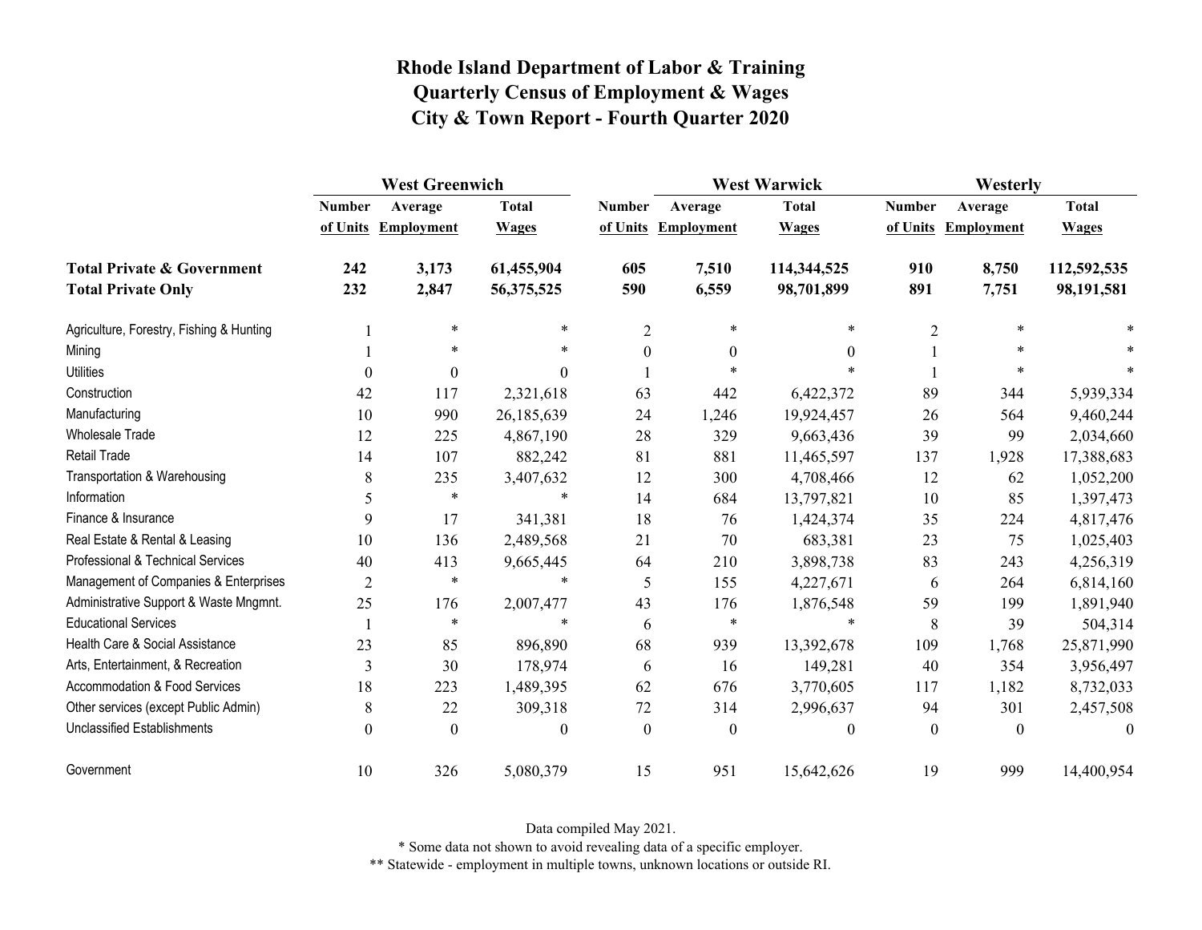# Rhode Island Department of Labor & Training
## Quarterly Census of Employment & Wages
## City & Town Report - Fourth Quarter 2020

| | West Greenwich | | | West Warwick | | | Westerly | | |
|---|---|---|---|---|---|---|---|---|---|
| | Number of Units | Average Employment | Total Wages | Number of Units | Average Employment | Total Wages | Number of Units | Average Employment | Total Wages |
| **Total Private & Government** | **242** | **3,173** | **61,455,904** | **605** | **7,510** | **114,344,525** | **910** | **8,750** | **112,592,535** |
| **Total Private Only** | **232** | **2,847** | **56,375,525** | **590** | **6,559** | **98,701,899** | **891** | **7,751** | **98,191,581** |
| Agriculture, Forestry, Fishing & Hunting | 1 | * | * | 2 | * | * | 2 | * | * |
| Mining | 1 | * | * | 0 | 0 | 0 | 1 | * | * |
| Utilities | 0 | 0 | 0 | 1 | * | * | 1 | * | * |
| Construction | 42 | 117 | 2,321,618 | 63 | 442 | 6,422,372 | 89 | 344 | 5,939,334 |
| Manufacturing | 10 | 990 | 26,185,639 | 24 | 1,246 | 19,924,457 | 26 | 564 | 9,460,244 |
| Wholesale Trade | 12 | 225 | 4,867,190 | 28 | 329 | 9,663,436 | 39 | 99 | 2,034,660 |
| Retail Trade | 14 | 107 | 882,242 | 81 | 881 | 11,465,597 | 137 | 1,928 | 17,388,683 |
| Transportation & Warehousing | 8 | 235 | 3,407,632 | 12 | 300 | 4,708,466 | 12 | 62 | 1,052,200 |
| Information | 5 | * | * | 14 | 684 | 13,797,821 | 10 | 85 | 1,397,473 |
| Finance & Insurance | 9 | 17 | 341,381 | 18 | 76 | 1,424,374 | 35 | 224 | 4,817,476 |
| Real Estate & Rental & Leasing | 10 | 136 | 2,489,568 | 21 | 70 | 683,381 | 23 | 75 | 1,025,403 |
| Professional & Technical Services | 40 | 413 | 9,665,445 | 64 | 210 | 3,898,738 | 83 | 243 | 4,256,319 |
| Management of Companies & Enterprises | 2 | * | * | 5 | 155 | 4,227,671 | 6 | 264 | 6,814,160 |
| Administrative Support & Waste Mngmnt. | 25 | 176 | 2,007,477 | 43 | 176 | 1,876,548 | 59 | 199 | 1,891,940 |
| Educational Services | 1 | * | * | 6 | * | * | 8 | 39 | 504,314 |
| Health Care & Social Assistance | 23 | 85 | 896,890 | 68 | 939 | 13,392,678 | 109 | 1,768 | 25,871,990 |
| Arts, Entertainment, & Recreation | 3 | 30 | 178,974 | 6 | 16 | 149,281 | 40 | 354 | 3,956,497 |
| Accommodation & Food Services | 18 | 223 | 1,489,395 | 62 | 676 | 3,770,605 | 117 | 1,182 | 8,732,033 |
| Other services (except Public Admin) | 8 | 22 | 309,318 | 72 | 314 | 2,996,637 | 94 | 301 | 2,457,508 |
| Unclassified Establishments | 0 | 0 | 0 | 0 | 0 | 0 | 0 | 0 | 0 |
| Government | 10 | 326 | 5,080,379 | 15 | 951 | 15,642,626 | 19 | 999 | 14,400,954 |

Data compiled May 2021.

* Some data not shown to avoid revealing data of a specific employer.

** Statewide - employment in multiple towns, unknown locations or outside RI.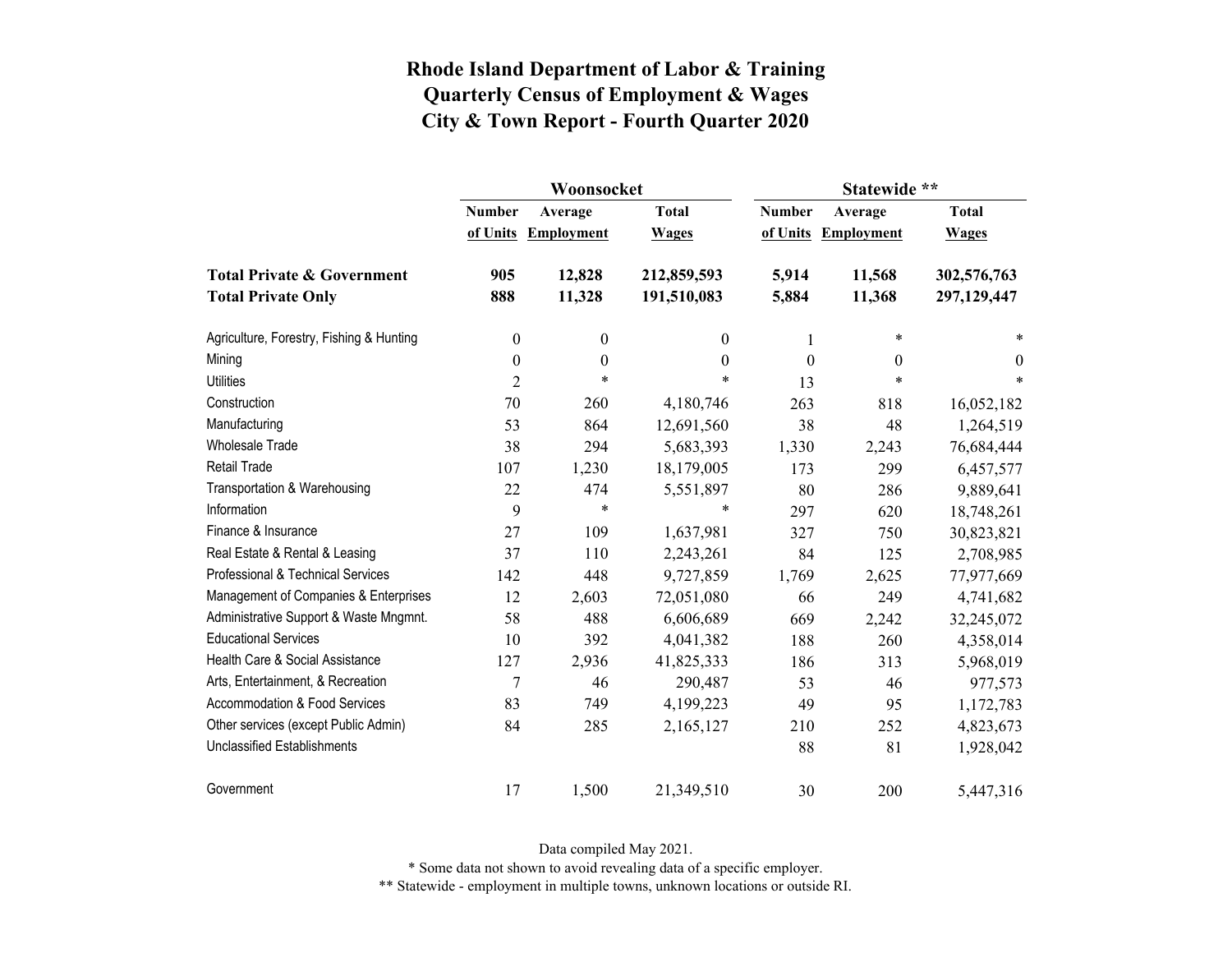# Rhode Island Department of Labor & Training
## Quarterly Census of Employment & Wages
## City & Town Report - Fourth Quarter 2020

| | Woonsocket | | | Statewide ** | | |
|---|---|---|---|---|---|---|
| | Number of Units | Average Employment | Total Wages | Number of Units | Average Employment | Total Wages |
| **Total Private & Government** | **905** | **12,828** | **212,859,593** | **5,914** | **11,568** | **302,576,763** |
| **Total Private Only** | **888** | **11,328** | **191,510,083** | **5,884** | **11,368** | **297,129,447** |
| Agriculture, Forestry, Fishing & Hunting | 0 | 0 | 0 | 1 | * | * |
| Mining | 0 | 0 | 0 | 0 | 0 | 0 |
| Utilities | 2 | * | * | 13 | * | * |
| Construction | 70 | 260 | 4,180,746 | 263 | 818 | 16,052,182 |
| Manufacturing | 53 | 864 | 12,691,560 | 38 | 48 | 1,264,519 |
| Wholesale Trade | 38 | 294 | 5,683,393 | 1,330 | 2,243 | 76,684,444 |
| Retail Trade | 107 | 1,230 | 18,179,005 | 173 | 299 | 6,457,577 |
| Transportation & Warehousing | 22 | 474 | 5,551,897 | 80 | 286 | 9,889,641 |
| Information | 9 | * | * | 297 | 620 | 18,748,261 |
| Finance & Insurance | 27 | 109 | 1,637,981 | 327 | 750 | 30,823,821 |
| Real Estate & Rental & Leasing | 37 | 110 | 2,243,261 | 84 | 125 | 2,708,985 |
| Professional & Technical Services | 142 | 448 | 9,727,859 | 1,769 | 2,625 | 77,977,669 |
| Management of Companies & Enterprises | 12 | 2,603 | 72,051,080 | 66 | 249 | 4,741,682 |
| Administrative Support & Waste Mngmnt. | 58 | 488 | 6,606,689 | 669 | 2,242 | 32,245,072 |
| Educational Services | 10 | 392 | 4,041,382 | 188 | 260 | 4,358,014 |
| Health Care & Social Assistance | 127 | 2,936 | 41,825,333 | 186 | 313 | 5,968,019 |
| Arts, Entertainment, & Recreation | 7 | 46 | 290,487 | 53 | 46 | 977,573 |
| Accommodation & Food Services | 83 | 749 | 4,199,223 | 49 | 95 | 1,172,783 |
| Other services (except Public Admin) | 84 | 285 | 2,165,127 | 210 | 252 | 4,823,673 |
| Unclassified Establishments | | | | 88 | 81 | 1,928,042 |
| Government | 17 | 1,500 | 21,349,510 | 30 | 200 | 5,447,316 |

Data compiled May 2021.

* Some data not shown to avoid revealing data of a specific employer.

** Statewide - employment in multiple towns, unknown locations or outside RI.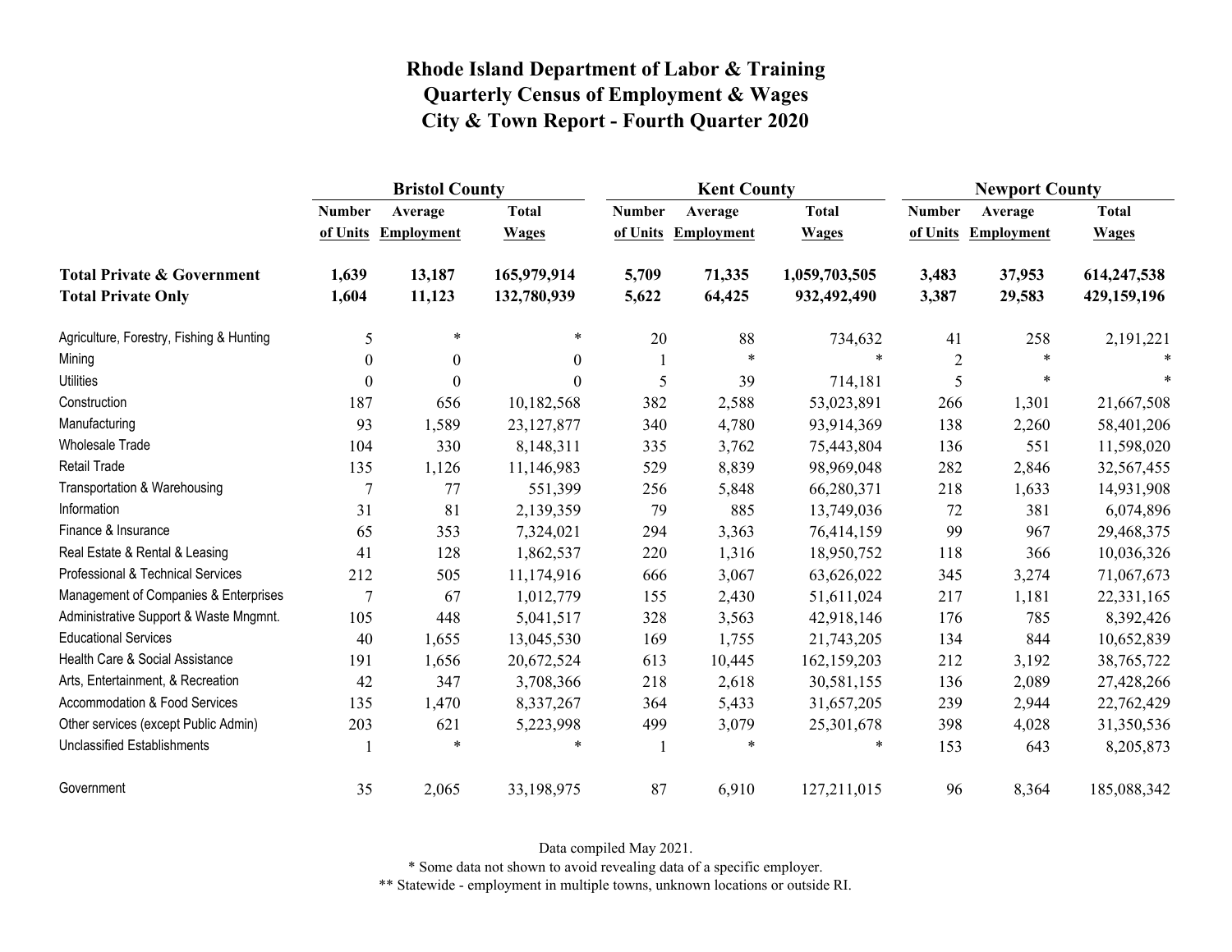# Rhode Island Department of Labor & Training
# Quarterly Census of Employment & Wages
# City & Town Report - Fourth Quarter 2020

| | Bristol County | | | Kent County | | | Newport County | | |
|---|---|---|---|---|---|---|---|---|---|
| | Number of Units | Average Employment | Total Wages | Number of Units | Average Employment | Total Wages | Number of Units | Average Employment | Total Wages |
| **Total Private & Government** | **1,639** | **13,187** | **165,979,914** | **5,709** | **71,335** | **1,059,703,505** | **3,483** | **37,953** | **614,247,538** |
| **Total Private Only** | **1,604** | **11,123** | **132,780,939** | **5,622** | **64,425** | **932,492,490** | **3,387** | **29,583** | **429,159,196** |
| Agriculture, Forestry, Fishing & Hunting | 5 | * | * | 20 | 88 | 734,632 | 41 | 258 | 2,191,221 |
| Mining | 0 | 0 | 0 | 1 | * | * | 2 | * | * |
| Utilities | 0 | 0 | 0 | 5 | 39 | 714,181 | 5 | * | * |
| Construction | 187 | 656 | 10,182,568 | 382 | 2,588 | 53,023,891 | 266 | 1,301 | 21,667,508 |
| Manufacturing | 93 | 1,589 | 23,127,877 | 340 | 4,780 | 93,914,369 | 138 | 2,260 | 58,401,206 |
| Wholesale Trade | 104 | 330 | 8,148,311 | 335 | 3,762 | 75,443,804 | 136 | 551 | 11,598,020 |
| Retail Trade | 135 | 1,126 | 11,146,983 | 529 | 8,839 | 98,969,048 | 282 | 2,846 | 32,567,455 |
| Transportation & Warehousing | 7 | 77 | 551,399 | 256 | 5,848 | 66,280,371 | 218 | 1,633 | 14,931,908 |
| Information | 31 | 81 | 2,139,359 | 79 | 885 | 13,749,036 | 72 | 381 | 6,074,896 |
| Finance & Insurance | 65 | 353 | 7,324,021 | 294 | 3,363 | 76,414,159 | 99 | 967 | 29,468,375 |
| Real Estate & Rental & Leasing | 41 | 128 | 1,862,537 | 220 | 1,316 | 18,950,752 | 118 | 366 | 10,036,326 |
| Professional & Technical Services | 212 | 505 | 11,174,916 | 666 | 3,067 | 63,626,022 | 345 | 3,274 | 71,067,673 |
| Management of Companies & Enterprises | 7 | 67 | 1,012,779 | 155 | 2,430 | 51,611,024 | 217 | 1,181 | 22,331,165 |
| Administrative Support & Waste Mngmnt. | 105 | 448 | 5,041,517 | 328 | 3,563 | 42,918,146 | 176 | 785 | 8,392,426 |
| Educational Services | 40 | 1,655 | 13,045,530 | 169 | 1,755 | 21,743,205 | 134 | 844 | 10,652,839 |
| Health Care & Social Assistance | 191 | 1,656 | 20,672,524 | 613 | 10,445 | 162,159,203 | 212 | 3,192 | 38,765,722 |
| Arts, Entertainment, & Recreation | 42 | 347 | 3,708,366 | 218 | 2,618 | 30,581,155 | 136 | 2,089 | 27,428,266 |
| Accommodation & Food Services | 135 | 1,470 | 8,337,267 | 364 | 5,433 | 31,657,205 | 239 | 2,944 | 22,762,429 |
| Other services (except Public Admin) | 203 | 621 | 5,223,998 | 499 | 3,079 | 25,301,678 | 398 | 4,028 | 31,350,536 |
| Unclassified Establishments | 1 | * | * | 1 | * | * | 153 | 643 | 8,205,873 |
| Government | 35 | 2,065 | 33,198,975 | 87 | 6,910 | 127,211,015 | 96 | 8,364 | 185,088,342 |

Data compiled May 2021.

* Some data not shown to avoid revealing data of a specific employer.

** Statewide - employment in multiple towns, unknown locations or outside RI.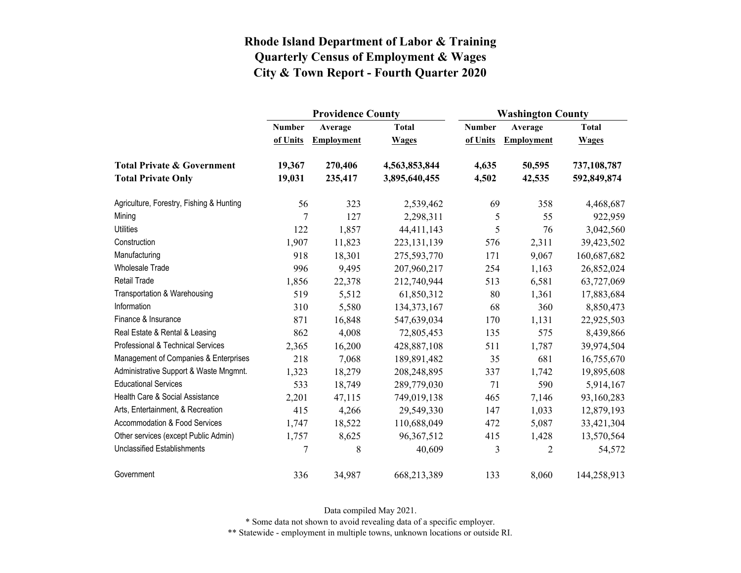# Rhode Island Department of Labor & Training
# Quarterly Census of Employment & Wages
# City & Town Report - Fourth Quarter 2020

| | Providence County | | | Washington County | | |
|---|---|---|---|---|---|---|
| | Number of Units | Average Employment | Total Wages | Number of Units | Average Employment | Total Wages |
| **Total Private & Government** | **19,367** | **270,406** | **4,563,853,844** | **4,635** | **50,595** | **737,108,787** |
| **Total Private Only** | **19,031** | **235,417** | **3,895,640,455** | **4,502** | **42,535** | **592,849,874** |
| Agriculture, Forestry, Fishing & Hunting | 56 | 323 | 2,539,462 | 69 | 358 | 4,468,687 |
| Mining | 7 | 127 | 2,298,311 | 5 | 55 | 922,959 |
| Utilities | 122 | 1,857 | 44,411,143 | 5 | 76 | 3,042,560 |
| Construction | 1,907 | 11,823 | 223,131,139 | 576 | 2,311 | 39,423,502 |
| Manufacturing | 918 | 18,301 | 275,593,770 | 171 | 9,067 | 160,687,682 |
| Wholesale Trade | 996 | 9,495 | 207,960,217 | 254 | 1,163 | 26,852,024 |
| Retail Trade | 1,856 | 22,378 | 212,740,944 | 513 | 6,581 | 63,727,069 |
| Transportation & Warehousing | 519 | 5,512 | 61,850,312 | 80 | 1,361 | 17,883,684 |
| Information | 310 | 5,580 | 134,373,167 | 68 | 360 | 8,850,473 |
| Finance & Insurance | 871 | 16,848 | 547,639,034 | 170 | 1,131 | 22,925,503 |
| Real Estate & Rental & Leasing | 862 | 4,008 | 72,805,453 | 135 | 575 | 8,439,866 |
| Professional & Technical Services | 2,365 | 16,200 | 428,887,108 | 511 | 1,787 | 39,974,504 |
| Management of Companies & Enterprises | 218 | 7,068 | 189,891,482 | 35 | 681 | 16,755,670 |
| Administrative Support & Waste Mngmnt. | 1,323 | 18,279 | 208,248,895 | 337 | 1,742 | 19,895,608 |
| Educational Services | 533 | 18,749 | 289,779,030 | 71 | 590 | 5,914,167 |
| Health Care & Social Assistance | 2,201 | 47,115 | 749,019,138 | 465 | 7,146 | 93,160,283 |
| Arts, Entertainment, & Recreation | 415 | 4,266 | 29,549,330 | 147 | 1,033 | 12,879,193 |
| Accommodation & Food Services | 1,747 | 18,522 | 110,688,049 | 472 | 5,087 | 33,421,304 |
| Other services (except Public Admin) | 1,757 | 8,625 | 96,367,512 | 415 | 1,428 | 13,570,564 |
| Unclassified Establishments | 7 | 8 | 40,609 | 3 | 2 | 54,572 |
| Government | 336 | 34,987 | 668,213,389 | 133 | 8,060 | 144,258,913 |

Data compiled May 2021.

* Some data not shown to avoid revealing data of a specific employer.

** Statewide - employment in multiple towns, unknown locations or outside RI.